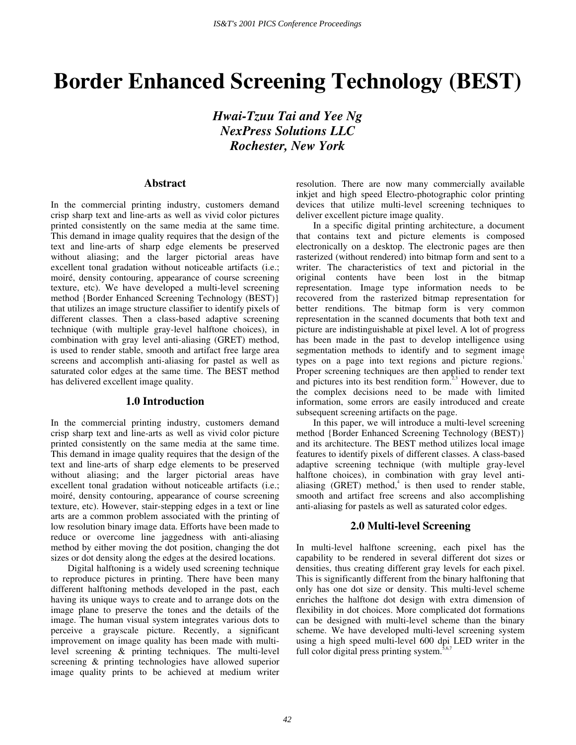# Border Enhanced Screening Technology (BEST)

***Hwai-Tzuu Tai and Yee Ng***
***NexPress Solutions LLC***
***Rochester, New York***

## Abstract

In the commercial printing industry, customers demand crisp sharp text and line-arts as well as vivid color pictures printed consistently on the same media at the same time. This demand in image quality requires that the design of the text and line-arts of sharp edge elements be preserved without aliasing; and the larger pictorial areas have excellent tonal gradation without noticeable artifacts (i.e.; moiré, density contouring, appearance of course screening texture, etc). We have developed a multi-level screening method {Border Enhanced Screening Technology (BEST)} that utilizes an image structure classifier to identify pixels of different classes. Then a class-based adaptive screening technique (with multiple gray-level halftone choices), in combination with gray level anti-aliasing (GRET) method, is used to render stable, smooth and artifact free large area screens and accomplish anti-aliasing for pastel as well as saturated color edges at the same time. The BEST method has delivered excellent image quality.

## 1.0 Introduction

In the commercial printing industry, customers demand crisp sharp text and line-arts as well as vivid color picture printed consistently on the same media at the same time. This demand in image quality requires that the design of the text and line-arts of sharp edge elements to be preserved without aliasing; and the larger pictorial areas have excellent tonal gradation without noticeable artifacts (i.e.; moiré, density contouring, appearance of course screening texture, etc). However, stair-stepping edges in a text or line arts are a common problem associated with the printing of low resolution binary image data. Efforts have been made to reduce or overcome line jaggedness with anti-aliasing method by either moving the dot position, changing the dot sizes or dot density along the edges at the desired locations.

Digital halftoning is a widely used screening technique to reproduce pictures in printing. There have been many different halftoning methods developed in the past, each having its unique ways to create and to arrange dots on the image plane to preserve the tones and the details of the image. The human visual system integrates various dots to perceive a grayscale picture. Recently, a significant improvement on image quality has been made with multi-level screening & printing techniques. The multi-level screening & printing technologies have allowed superior image quality prints to be achieved at medium writer resolution. There are now many commercially available inkjet and high speed Electro-photographic color printing devices that utilize multi-level screening techniques to deliver excellent picture image quality.

In a specific digital printing architecture, a document that contains text and picture elements is composed electronically on a desktop. The electronic pages are then rasterized (without rendered) into bitmap form and sent to a writer. The characteristics of text and pictorial in the original contents have been lost in the bitmap representation. Image type information needs to be recovered from the rasterized bitmap representation for better renditions. The bitmap form is very common representation in the scanned documents that both text and picture are indistinguishable at pixel level. A lot of progress has been made in the past to develop intelligence using segmentation methods to identify and to segment image types on a page into text regions and picture regions.[1] Proper screening techniques are then applied to render text and pictures into its best rendition form.[2,3] However, due to the complex decisions need to be made with limited information, some errors are easily introduced and create subsequent screening artifacts on the page.

In this paper, we will introduce a multi-level screening method {Border Enhanced Screening Technology (BEST)} and its architecture. The BEST method utilizes local image features to identify pixels of different classes. A class-based adaptive screening technique (with multiple gray-level halftone choices), in combination with gray level anti-aliasing (GRET) method,[4] is then used to render stable, smooth and artifact free screens and also accomplishing anti-aliasing for pastels as well as saturated color edges.

## 2.0 Multi-level Screening

In multi-level halftone screening, each pixel has the capability to be rendered in several different dot sizes or densities, thus creating different gray levels for each pixel. This is significantly different from the binary halftoning that only has one dot size or density. This multi-level scheme enriches the halftone dot design with extra dimension of flexibility in dot choices. More complicated dot formations can be designed with multi-level scheme than the binary scheme. We have developed multi-level screening system using a high speed multi-level 600 dpi LED writer in the full color digital press printing system.[5,6,7]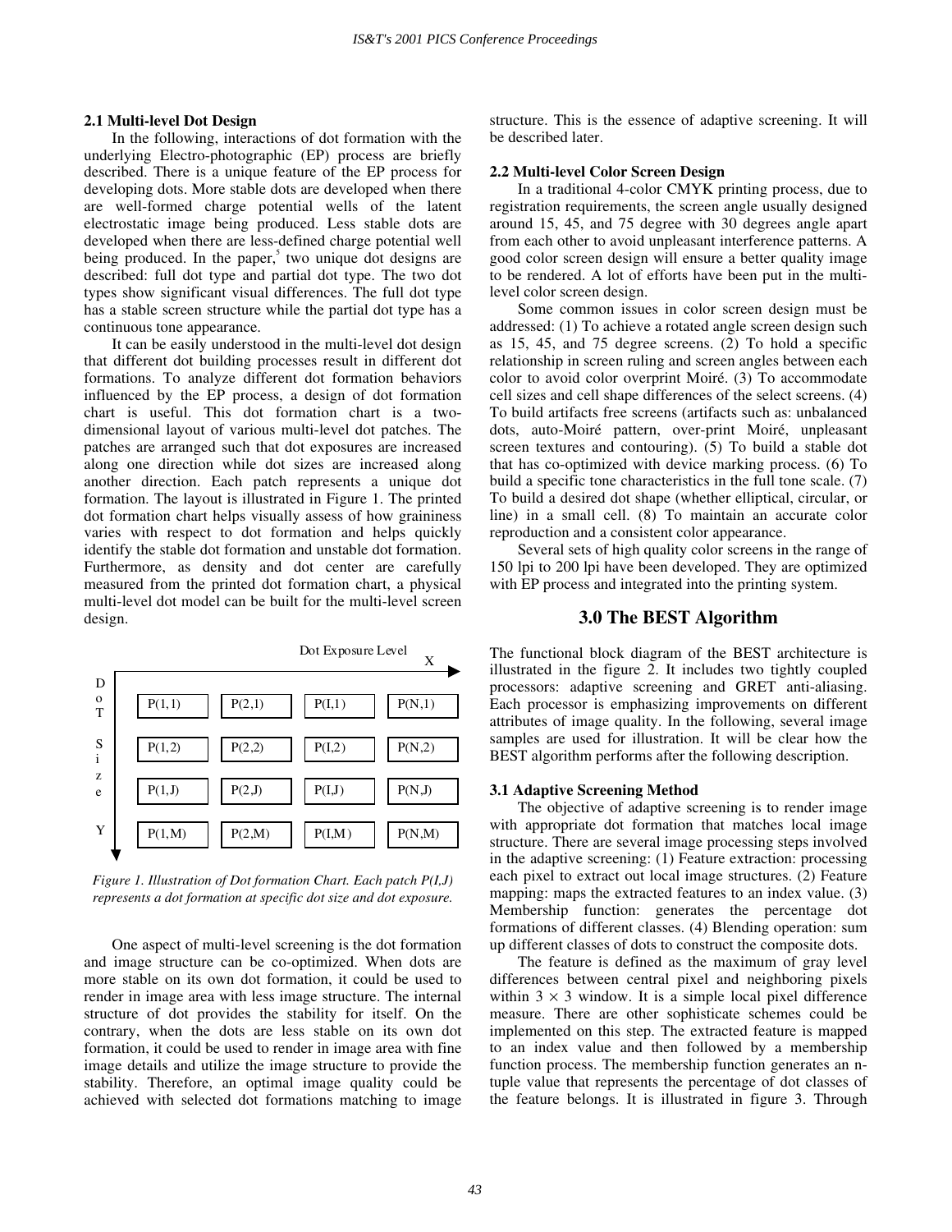### 2.1 Multi-level Dot Design

In the following, interactions of dot formation with the underlying Electro-photographic (EP) process are briefly described. There is a unique feature of the EP process for developing dots. More stable dots are developed when there are well-formed charge potential wells of the latent electrostatic image being produced. Less stable dots are developed when there are less-defined charge potential well being produced. In the paper,[5] two unique dot designs are described: full dot type and partial dot type. The two dot types show significant visual differences. The full dot type has a stable screen structure while the partial dot type has a continuous tone appearance.

It can be easily understood in the multi-level dot design that different dot building processes result in different dot formations. To analyze different dot formation behaviors influenced by the EP process, a design of dot formation chart is useful. This dot formation chart is a two-dimensional layout of various multi-level dot patches. The patches are arranged such that dot exposures are increased along one direction while dot sizes are increased along another direction. Each patch represents a unique dot formation. The layout is illustrated in Figure 1. The printed dot formation chart helps visually assess of how graininess varies with respect to dot formation and helps quickly identify the stable dot formation and unstable dot formation. Furthermore, as density and dot center are carefully measured from the printed dot formation chart, a physical multi-level dot model can be built for the multi-level screen design.

| Dot Size (Y) \ Dot Exposure Level (X) | | | | |
|---|---|---|---|---|
| | P(1,1) | P(2,1) | P(I,1) | P(N,1) |
| | P(1,2) | P(2,2) | P(I,2) | P(N,2) |
| | P(1,J) | P(2,J) | P(I,J) | P(N,J) |
| | P(1,M) | P(2,M) | P(I,M) | P(N,M) |

*Figure 1. Illustration of Dot formation Chart. Each patch P(I,J) represents a dot formation at specific dot size and dot exposure.*

One aspect of multi-level screening is the dot formation and image structure can be co-optimized. When dots are more stable on its own dot formation, it could be used to render in image area with less image structure. The internal structure of dot provides the stability for itself. On the contrary, when the dots are less stable on its own dot formation, it could be used to render in image area with fine image details and utilize the image structure to provide the stability. Therefore, an optimal image quality could be achieved with selected dot formations matching to image structure. This is the essence of adaptive screening. It will be described later.

### 2.2 Multi-level Color Screen Design

In a traditional 4-color CMYK printing process, due to registration requirements, the screen angle usually designed around 15, 45, and 75 degree with 30 degrees angle apart from each other to avoid unpleasant interference patterns. A good color screen design will ensure a better quality image to be rendered. A lot of efforts have been put in the multi-level color screen design.

Some common issues in color screen design must be addressed: (1) To achieve a rotated angle screen design such as 15, 45, and 75 degree screens. (2) To hold a specific relationship in screen ruling and screen angles between each color to avoid color overprint Moiré. (3) To accommodate cell sizes and cell shape differences of the select screens. (4) To build artifacts free screens (artifacts such as: unbalanced dots, auto-Moiré pattern, over-print Moiré, unpleasant screen textures and contouring). (5) To build a stable dot that has co-optimized with device marking process. (6) To build a specific tone characteristics in the full tone scale. (7) To build a desired dot shape (whether elliptical, circular, or line) in a small cell. (8) To maintain an accurate color reproduction and a consistent color appearance.

Several sets of high quality color screens in the range of 150 lpi to 200 lpi have been developed. They are optimized with EP process and integrated into the printing system.

## 3.0 The BEST Algorithm

The functional block diagram of the BEST architecture is illustrated in the figure 2. It includes two tightly coupled processors: adaptive screening and GRET anti-aliasing. Each processor is emphasizing improvements on different attributes of image quality. In the following, several image samples are used for illustration. It will be clear how the BEST algorithm performs after the following description.

### 3.1 Adaptive Screening Method

The objective of adaptive screening is to render image with appropriate dot formation that matches local image structure. There are several image processing steps involved in the adaptive screening: (1) Feature extraction: processing each pixel to extract out local image structures. (2) Feature mapping: maps the extracted features to an index value. (3) Membership function: generates the percentage dot formations of different classes. (4) Blending operation: sum up different classes of dots to construct the composite dots.

The feature is defined as the maximum of gray level differences between central pixel and neighboring pixels within $3 \times 3$ window. It is a simple local pixel difference measure. There are other sophisticate schemes could be implemented on this step. The extracted feature is mapped to an index value and then followed by a membership function process. The membership function generates an n-tuple value that represents the percentage of dot classes of the feature belongs. It is illustrated in figure 3. Through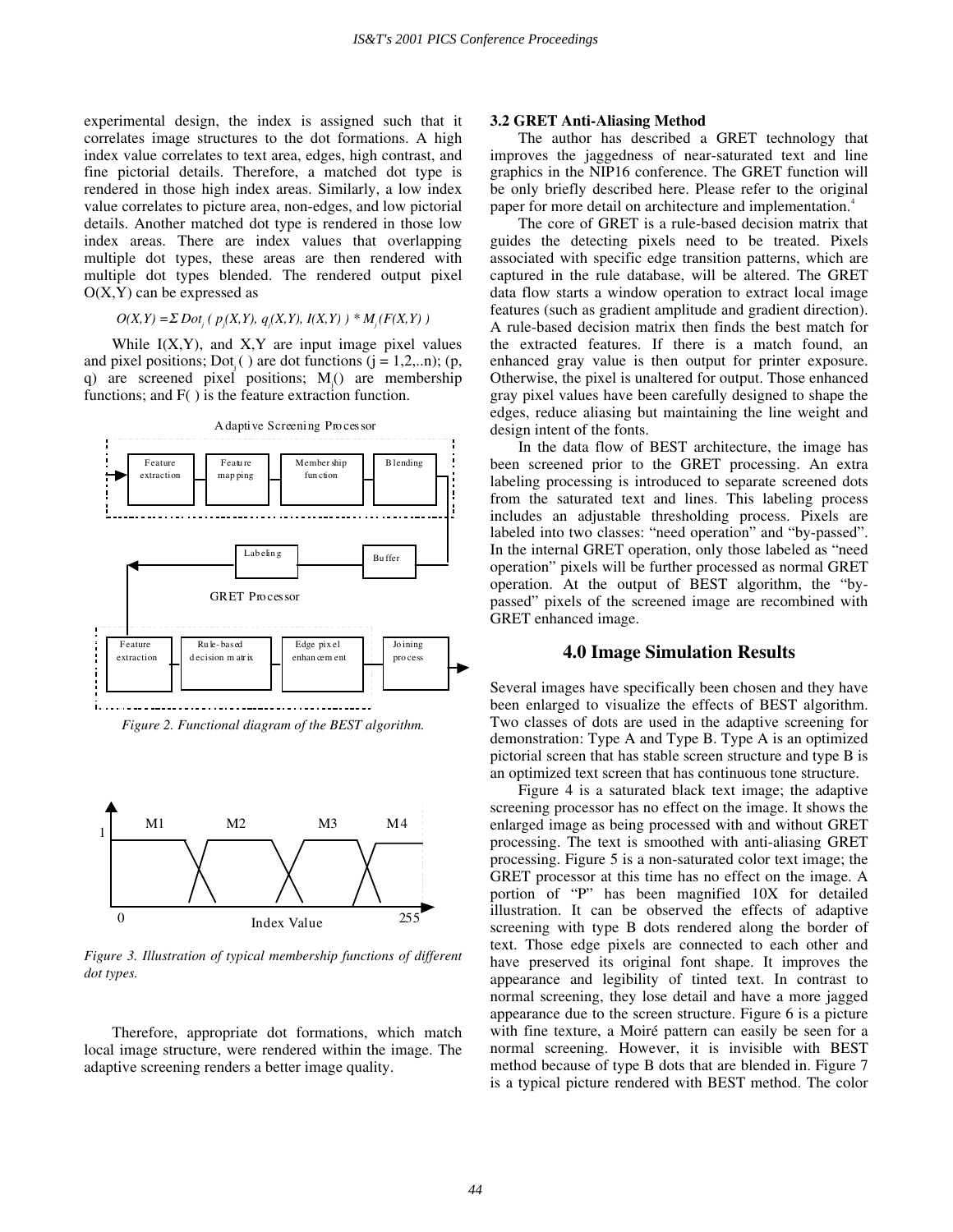experimental design, the index is assigned such that it correlates image structures to the dot formations. A high index value correlates to text area, edges, high contrast, and fine pictorial details. Therefore, a matched dot type is rendered in those high index areas. Similarly, a low index value correlates to picture area, non-edges, and low pictorial details. Another matched dot type is rendered in those low index areas. There are index values that overlapping multiple dot types, these areas are then rendered with multiple dot types blended. The rendered output pixel O(X,Y) can be expressed as

$$O(X,Y) = \Sigma\, Dot_j\,(\, p_j(X,Y),\, q_j(X,Y),\, I(X,Y)\,) * M_j\,(F(X,Y)\,)$$

While I(X,Y), and X,Y are input image pixel values and pixel positions; $Dot_j(\,)$ are dot functions (j = 1,2,..n); (p, q) are screened pixel positions; $M_j()$ are membership functions; and F( ) is the feature extraction function.

*Figure 2. Functional diagram of the BEST algorithm.*

*Figure 3. Illustration of typical membership functions of different dot types.*

Therefore, appropriate dot formations, which match local image structure, were rendered within the image. The adaptive screening renders a better image quality.

### 3.2 GRET Anti-Aliasing Method

The author has described a GRET technology that improves the jaggedness of near-saturated text and line graphics in the NIP16 conference. The GRET function will be only briefly described here. Please refer to the original paper for more detail on architecture and implementation.[4]

The core of GRET is a rule-based decision matrix that guides the detecting pixels need to be treated. Pixels associated with specific edge transition patterns, which are captured in the rule database, will be altered. The GRET data flow starts a window operation to extract local image features (such as gradient amplitude and gradient direction). A rule-based decision matrix then finds the best match for the extracted features. If there is a match found, an enhanced gray value is then output for printer exposure. Otherwise, the pixel is unaltered for output. Those enhanced gray pixel values have been carefully designed to shape the edges, reduce aliasing but maintaining the line weight and design intent of the fonts.

In the data flow of BEST architecture, the image has been screened prior to the GRET processing. An extra labeling processing is introduced to separate screened dots from the saturated text and lines. This labeling process includes an adjustable thresholding process. Pixels are labeled into two classes: "need operation" and "by-passed". In the internal GRET operation, only those labeled as "need operation" pixels will be further processed as normal GRET operation. At the output of BEST algorithm, the "by-passed" pixels of the screened image are recombined with GRET enhanced image.

## 4.0 Image Simulation Results

Several images have specifically been chosen and they have been enlarged to visualize the effects of BEST algorithm. Two classes of dots are used in the adaptive screening for demonstration: Type A and Type B. Type A is an optimized pictorial screen that has stable screen structure and type B is an optimized text screen that has continuous tone structure.

Figure 4 is a saturated black text image; the adaptive screening processor has no effect on the image. It shows the enlarged image as being processed with and without GRET processing. The text is smoothed with anti-aliasing GRET processing. Figure 5 is a non-saturated color text image; the GRET processor at this time has no effect on the image. A portion of "P" has been magnified 10X for detailed illustration. It can be observed the effects of adaptive screening with type B dots rendered along the border of text. Those edge pixels are connected to each other and have preserved its original font shape. It improves the appearance and legibility of tinted text. In contrast to normal screening, they lose detail and have a more jagged appearance due to the screen structure. Figure 6 is a picture with fine texture, a Moiré pattern can easily be seen for a normal screening. However, it is invisible with BEST method because of type B dots that are blended in. Figure 7 is a typical picture rendered with BEST method. The color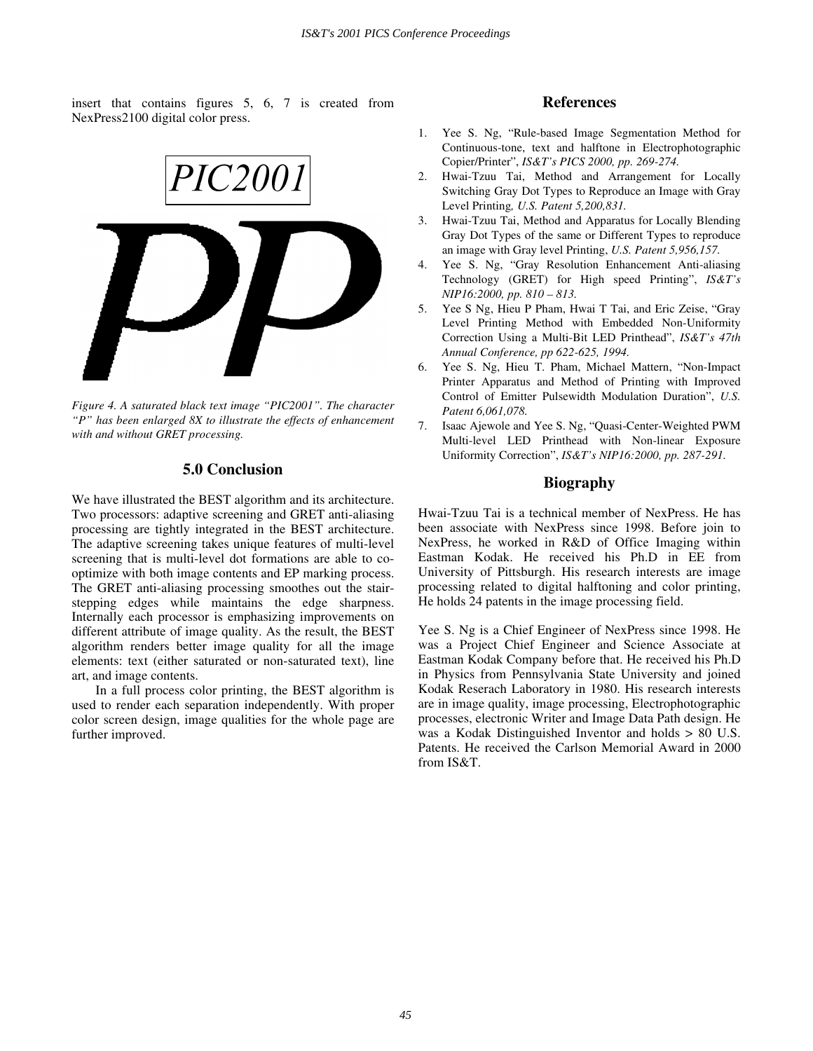insert that contains figures 5, 6, 7 is created from NexPress2100 digital color press.

*Figure 4. A saturated black text image "PIC2001". The character "P" has been enlarged 8X to illustrate the effects of enhancement with and without GRET processing.*

## 5.0 Conclusion

We have illustrated the BEST algorithm and its architecture. Two processors: adaptive screening and GRET anti-aliasing processing are tightly integrated in the BEST architecture. The adaptive screening takes unique features of multi-level screening that is multi-level dot formations are able to co-optimize with both image contents and EP marking process. The GRET anti-aliasing processing smoothes out the stair-stepping edges while maintains the edge sharpness. Internally each processor is emphasizing improvements on different attribute of image quality. As the result, the BEST algorithm renders better image quality for all the image elements: text (either saturated or non-saturated text), line art, and image contents.

In a full process color printing, the BEST algorithm is used to render each separation independently. With proper color screen design, image qualities for the whole page are further improved.

## References

1. Yee S. Ng, "Rule-based Image Segmentation Method for Continuous-tone, text and halftone in Electrophotographic Copier/Printer", *IS&T's PICS 2000, pp. 269-274.*
2. Hwai-Tzuu Tai, Method and Arrangement for Locally Switching Gray Dot Types to Reproduce an Image with Gray Level Printing*, U.S. Patent 5,200,831.*
3. Hwai-Tzuu Tai, Method and Apparatus for Locally Blending Gray Dot Types of the same or Different Types to reproduce an image with Gray level Printing, *U.S. Patent 5,956,157.*
4. Yee S. Ng, "Gray Resolution Enhancement Anti-aliasing Technology (GRET) for High speed Printing", *IS&T's NIP16:2000, pp. 810 – 813.*
5. Yee S Ng, Hieu P Pham, Hwai T Tai, and Eric Zeise, "Gray Level Printing Method with Embedded Non-Uniformity Correction Using a Multi-Bit LED Printhead", *IS&T's 47th Annual Conference, pp 622-625, 1994.*
6. Yee S. Ng, Hieu T. Pham, Michael Mattern, "Non-Impact Printer Apparatus and Method of Printing with Improved Control of Emitter Pulsewidth Modulation Duration", *U.S. Patent 6,061,078.*
7. Isaac Ajewole and Yee S. Ng, "Quasi-Center-Weighted PWM Multi-level LED Printhead with Non-linear Exposure Uniformity Correction", *IS&T's NIP16:2000, pp. 287-291.*

## Biography

Hwai-Tzuu Tai is a technical member of NexPress. He has been associate with NexPress since 1998. Before join to NexPress, he worked in R&D of Office Imaging within Eastman Kodak. He received his Ph.D in EE from University of Pittsburgh. His research interests are image processing related to digital halftoning and color printing, He holds 24 patents in the image processing field.

Yee S. Ng is a Chief Engineer of NexPress since 1998. He was a Project Chief Engineer and Science Associate at Eastman Kodak Company before that. He received his Ph.D in Physics from Pennsylvania State University and joined Kodak Reserach Laboratory in 1980. His research interests are in image quality, image processing, Electrophotographic processes, electronic Writer and Image Data Path design. He was a Kodak Distinguished Inventor and holds > 80 U.S. Patents. He received the Carlson Memorial Award in 2000 from IS&T.